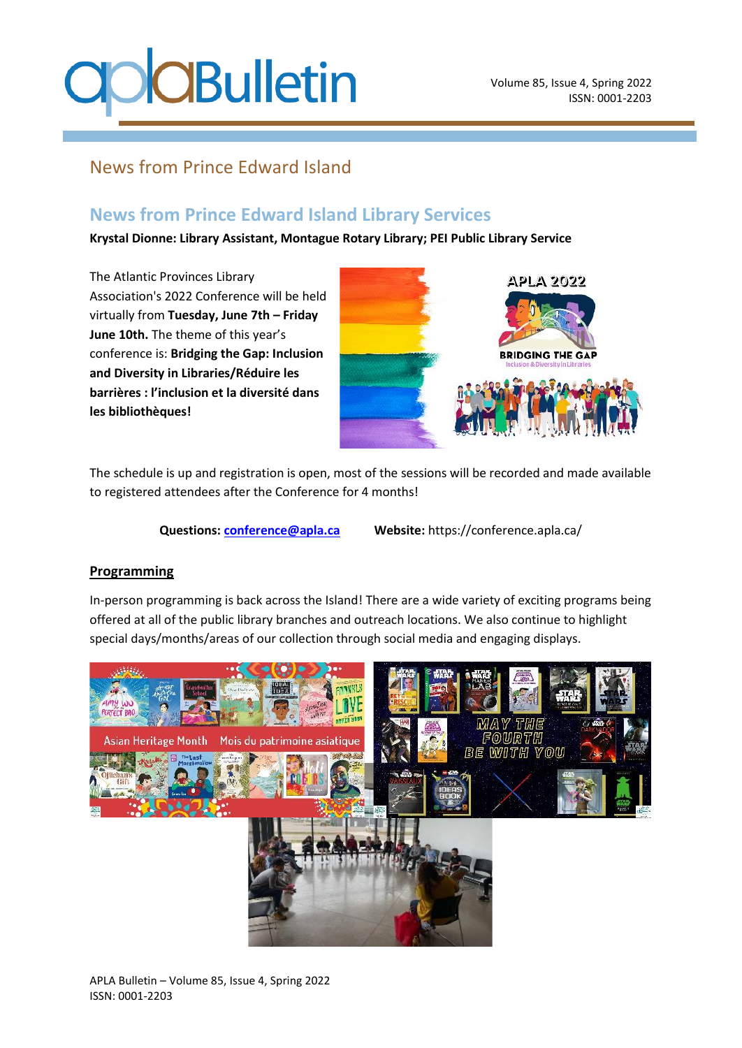# News from Prince Edward Island

## News from Prince Edward Island Library Services

**Krystal Dionne: Library Assistant, Montague Rotary Library; PEI Public Library Service**

The Atlantic Provinces Library Association's 2022 Conference will be held virtually from **Tuesday, June 7th – Friday June 10th.** The theme of this year's conference is: **Bridging the Gap: Inclusion and Diversity in Libraries/Réduire les barrières : l'inclusion et la diversité dans les bibliothèques!**

The schedule is up and registration is open, most of the sessions will be recorded and made available to registered attendees after the Conference for 4 months!

**Questions:** conference@apla.ca **Website:** https://conference.apla.ca/

### Programming

In-person programming is back across the Island! There are a wide variety of exciting programs being offered at all of the public library branches and outreach locations. We also continue to highlight special days/months/areas of our collection through social media and engaging displays.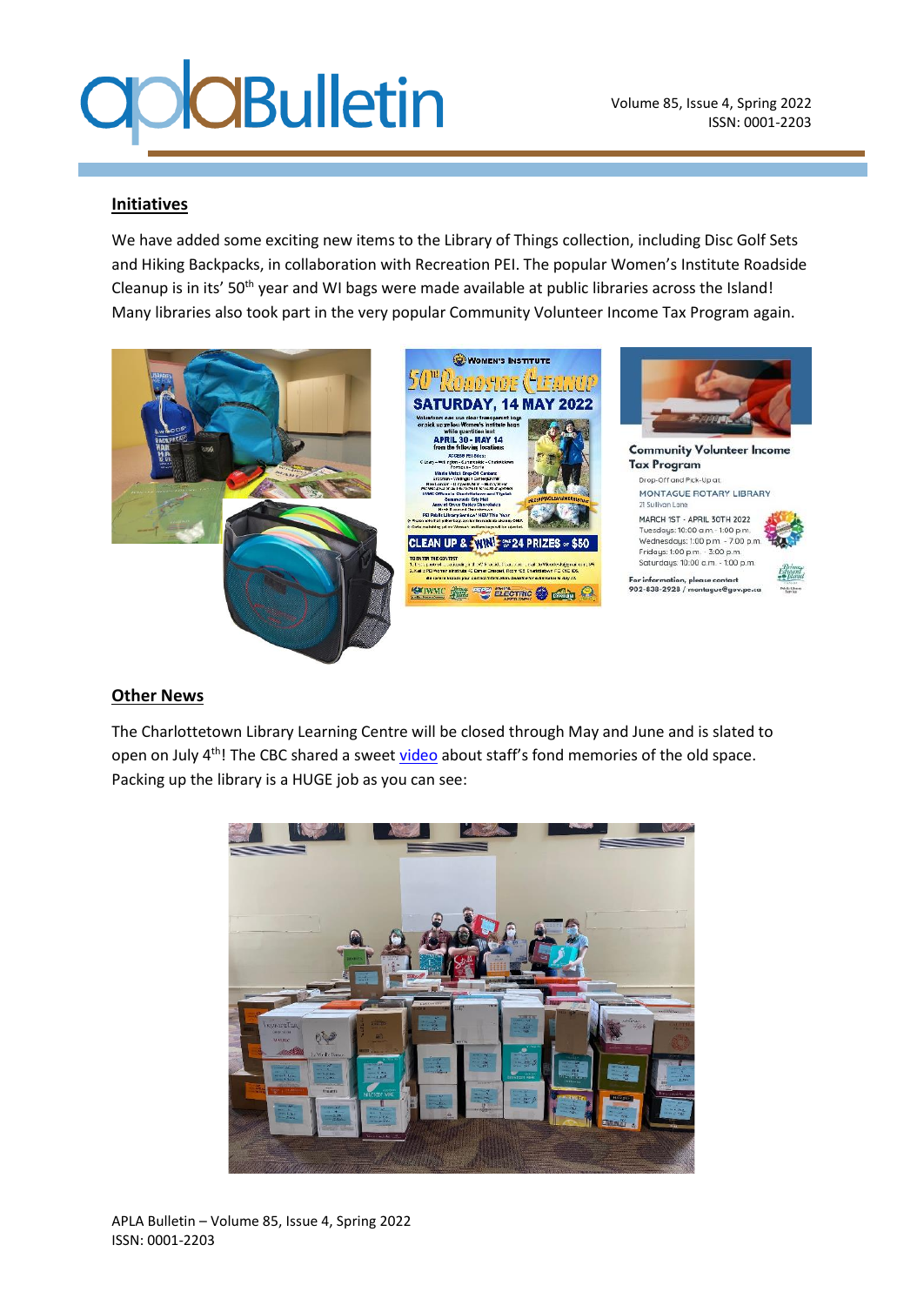## Initiatives

We have added some exciting new items to the Library of Things collection, including Disc Golf Sets and Hiking Backpacks, in collaboration with Recreation PEI. The popular Women's Institute Roadside Cleanup is in its' 50th year and WI bags were made available at public libraries across the Island! Many libraries also took part in the very popular Community Volunteer Income Tax Program again.

## Other News

The Charlottetown Library Learning Centre will be closed through May and June and is slated to open on July 4th! The CBC shared a sweet video about staff's fond memories of the old space. Packing up the library is a HUGE job as you can see: